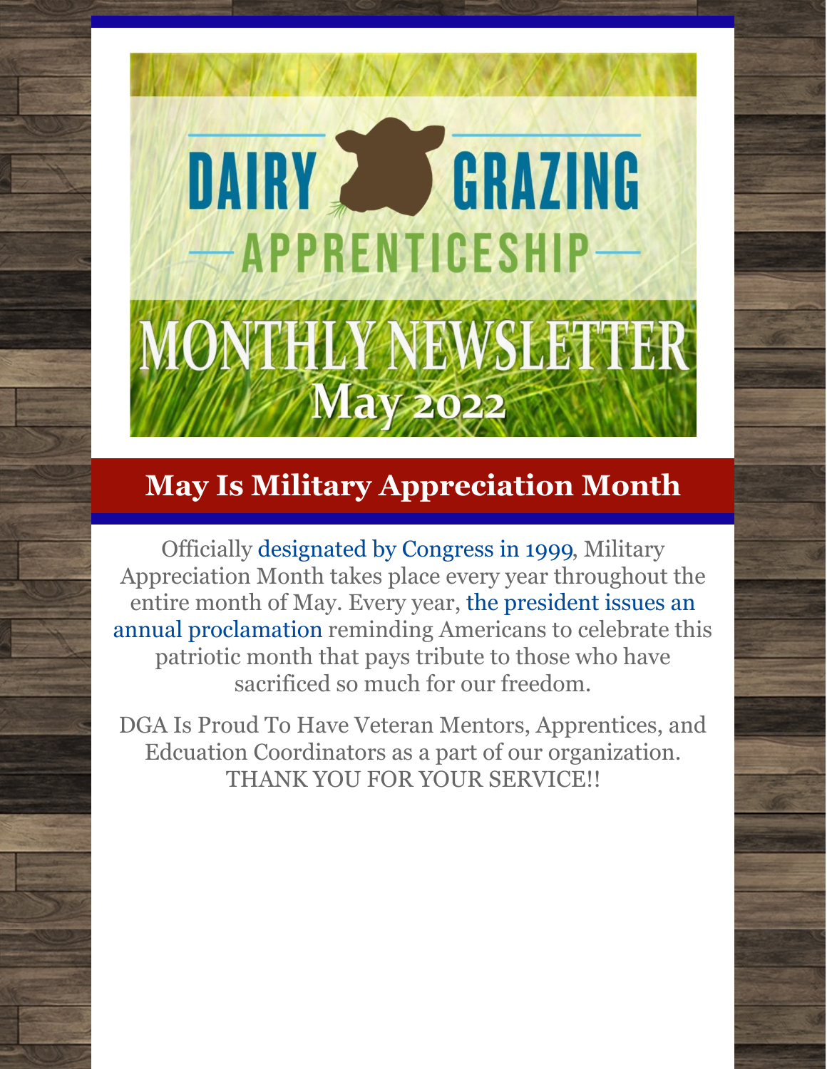# DAIRY GRAZING APPRENTICESHIP

# MONTHLY NEWSLETTER
May 2022

## May Is Military Appreciation Month

Officially designated by Congress in 1999, Military Appreciation Month takes place every year throughout the entire month of May. Every year, the president issues an annual proclamation reminding Americans to celebrate this patriotic month that pays tribute to those who have sacrificed so much for our freedom.

DGA Is Proud To Have Veteran Mentors, Apprentices, and Edcuation Coordinators as a part of our organization. THANK YOU FOR YOUR SERVICE!!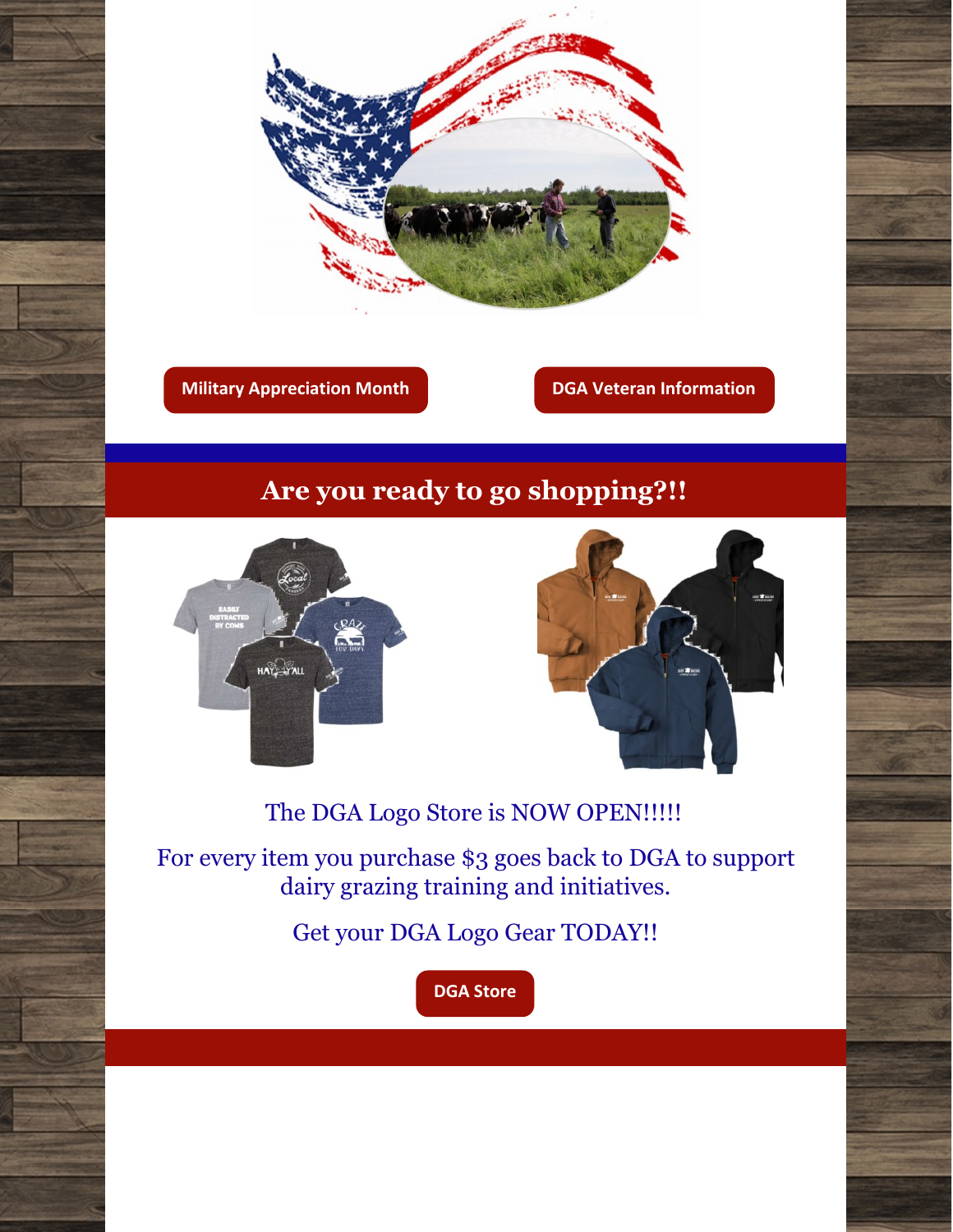Military Appreciation Month

DGA Veteran Information

## Are you ready to go shopping?!!

The DGA Logo Store is NOW OPEN!!!!!

For every item you purchase $3 goes back to DGA to support dairy grazing training and initiatives.

Get your DGA Logo Gear TODAY!!

DGA Store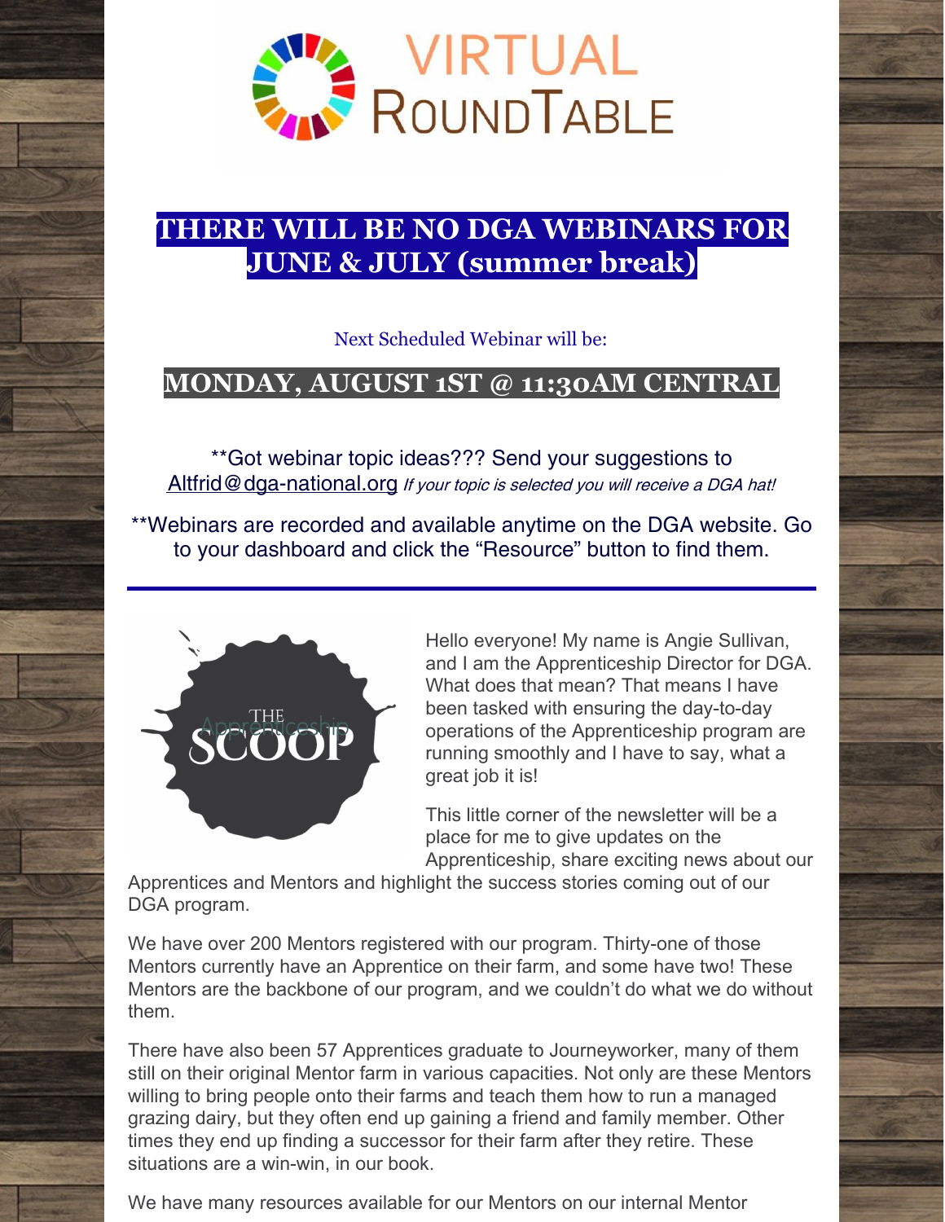# VIRTUAL ROUNDTABLE

## THERE WILL BE NO DGA WEBINARS FOR JUNE & JULY (summer break)

Next Scheduled Webinar will be:

## MONDAY, AUGUST 1ST @ 11:30AM CENTRAL

**Got webinar topic ideas??? Send your suggestions to Altfrid@dga-national.org *If your topic is selected you will receive a DGA hat!*

**Webinars are recorded and available anytime on the DGA website. Go to your dashboard and click the "Resource" button to find them.

---

THE Apprenticeship SCOOP

Hello everyone! My name is Angie Sullivan, and I am the Apprenticeship Director for DGA. What does that mean? That means I have been tasked with ensuring the day-to-day operations of the Apprenticeship program are running smoothly and I have to say, what a great job it is!

This little corner of the newsletter will be a place for me to give updates on the Apprenticeship, share exciting news about our Apprentices and Mentors and highlight the success stories coming out of our DGA program.

We have over 200 Mentors registered with our program. Thirty-one of those Mentors currently have an Apprentice on their farm, and some have two! These Mentors are the backbone of our program, and we couldn't do what we do without them.

There have also been 57 Apprentices graduate to Journeyworker, many of them still on their original Mentor farm in various capacities. Not only are these Mentors willing to bring people onto their farms and teach them how to run a managed grazing dairy, but they often end up gaining a friend and family member. Other times they end up finding a successor for their farm after they retire. These situations are a win-win, in our book.

We have many resources available for our Mentors on our internal Mentor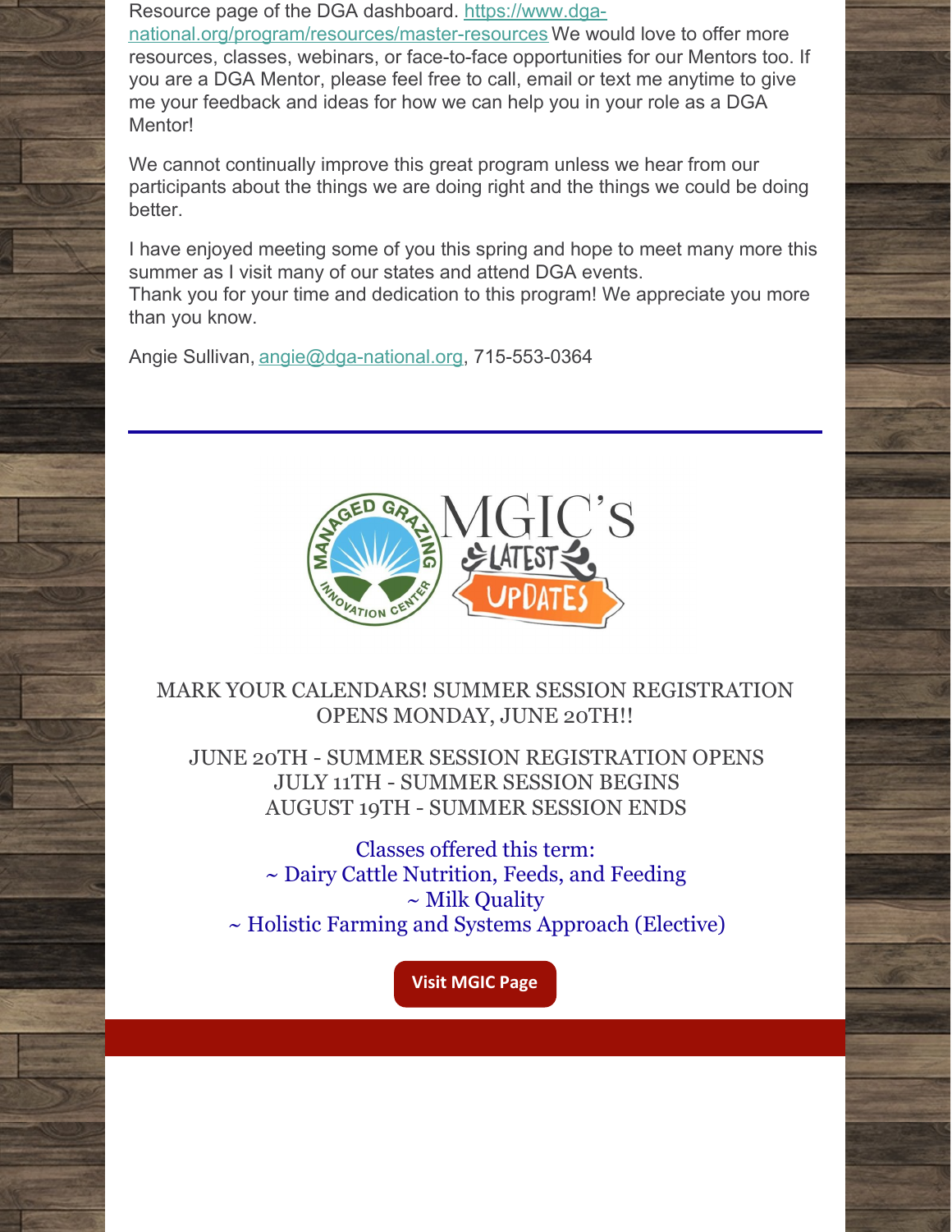Resource page of the DGA dashboard. https://www.dga-national.org/program/resources/master-resources We would love to offer more resources, classes, webinars, or face-to-face opportunities for our Mentors too. If you are a DGA Mentor, please feel free to call, email or text me anytime to give me your feedback and ideas for how we can help you in your role as a DGA Mentor!

We cannot continually improve this great program unless we hear from our participants about the things we are doing right and the things we could be doing better.

I have enjoyed meeting some of you this spring and hope to meet many more this summer as I visit many of our states and attend DGA events.
Thank you for your time and dedication to this program! We appreciate you more than you know.

Angie Sullivan, angie@dga-national.org, 715-553-0364

---

MGIC'S LATEST UPDATES

MARK YOUR CALENDARS! SUMMER SESSION REGISTRATION OPENS MONDAY, JUNE 20TH!!

JUNE 20TH - SUMMER SESSION REGISTRATION OPENS
JULY 11TH - SUMMER SESSION BEGINS
AUGUST 19TH - SUMMER SESSION ENDS

Classes offered this term:
~ Dairy Cattle Nutrition, Feeds, and Feeding
~ Milk Quality
~ Holistic Farming and Systems Approach (Elective)

**Visit MGIC Page**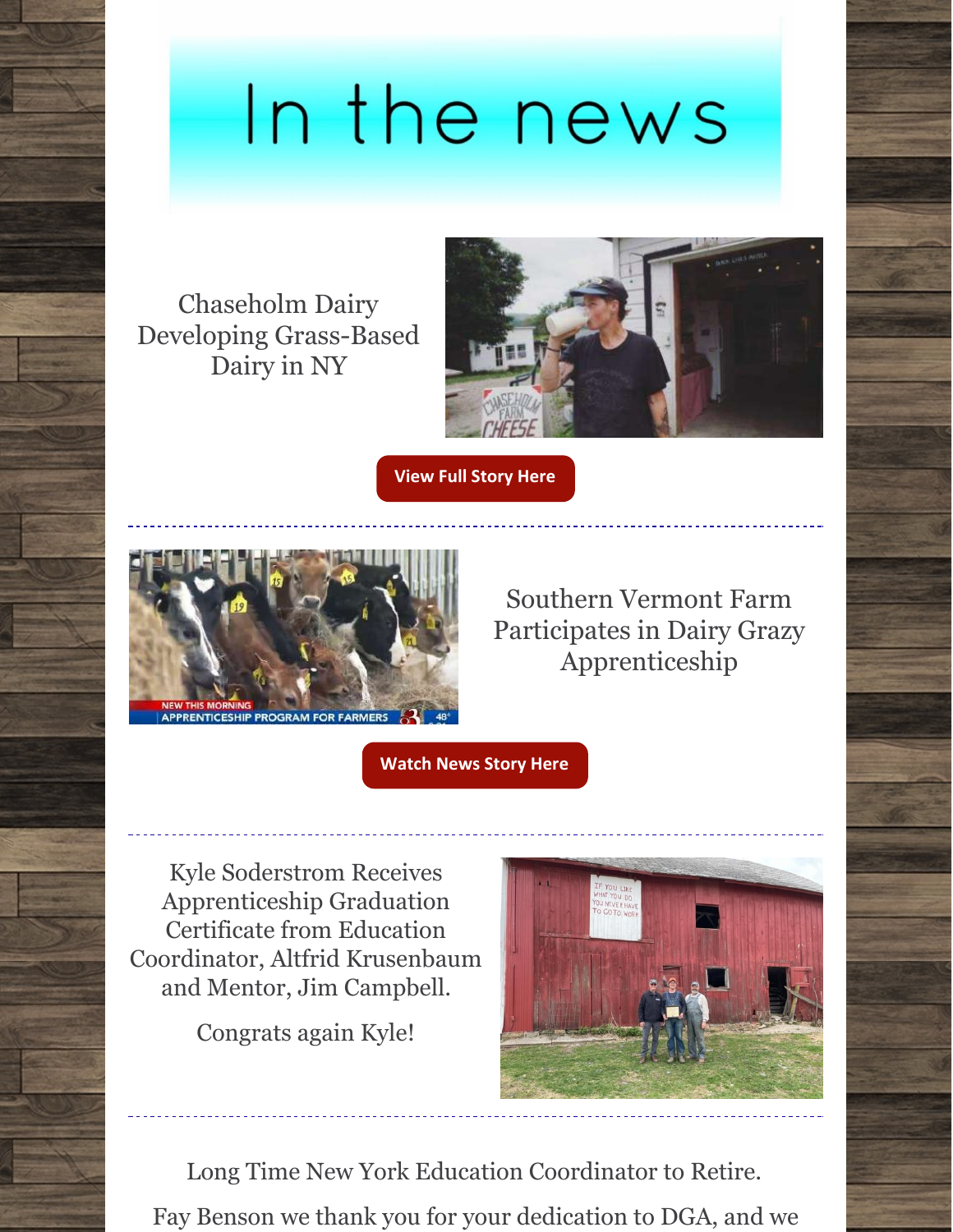# In the news

Chaseholm Dairy Developing Grass-Based Dairy in NY

View Full Story Here

---

Southern Vermont Farm Participates in Dairy Grazy Apprenticeship

Watch News Story Here

---

Kyle Soderstrom Receives Apprenticeship Graduation Certificate from Education Coordinator, Altfrid Krusenbaum and Mentor, Jim Campbell.

Congrats again Kyle!

---

Long Time New York Education Coordinator to Retire.

Fay Benson we thank you for your dedication to DGA, and we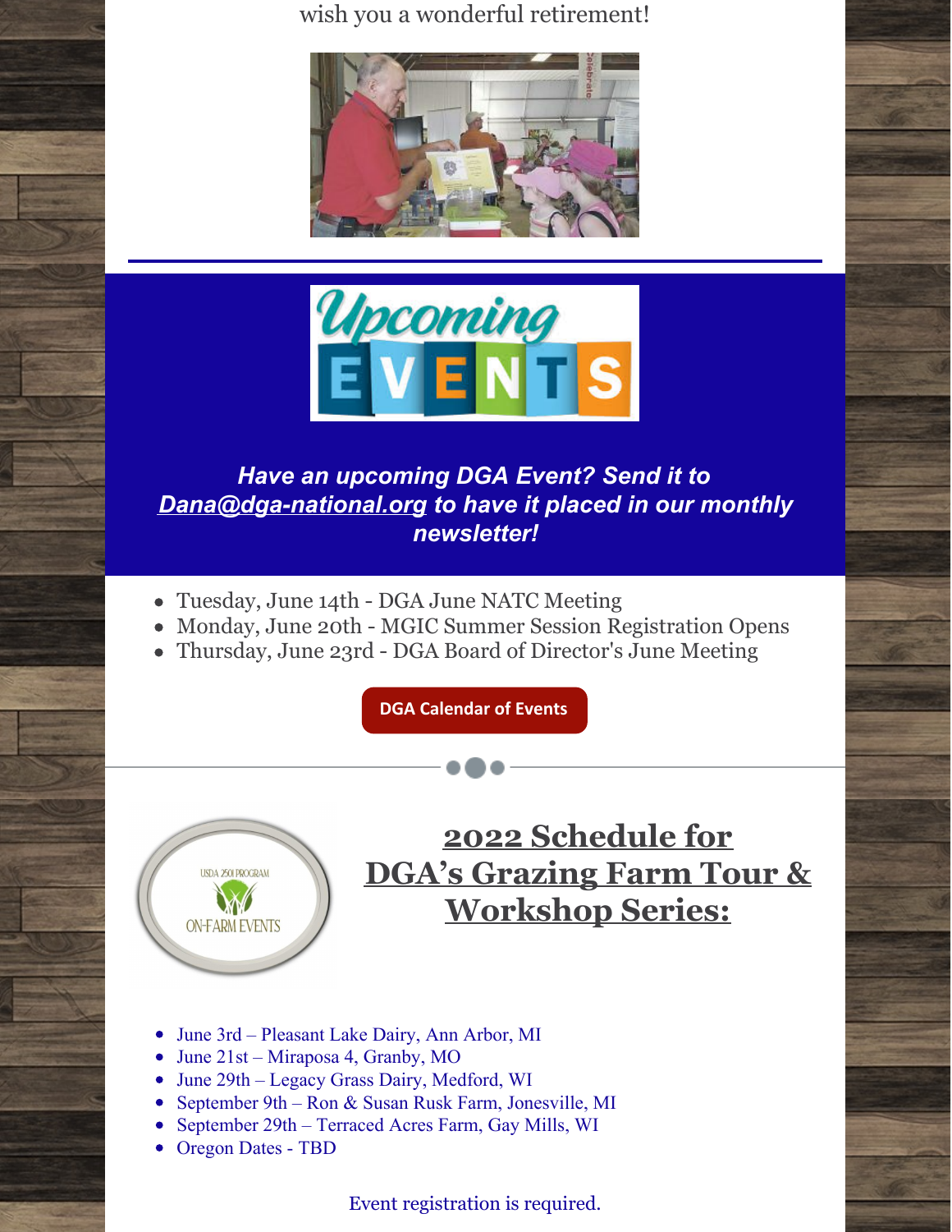wish you a wonderful retirement!

Upcoming EVENTS

***Have an upcoming DGA Event? Send it to Dana@dga-national.org to have it placed in our monthly newsletter!***

- Tuesday, June 14th - DGA June NATC Meeting
- Monday, June 20th - MGIC Summer Session Registration Opens
- Thursday, June 23rd - DGA Board of Director's June Meeting

**DGA Calendar of Events**

USDA 2501 PROGRAM ON-FARM EVENTS

## 2022 Schedule for DGA's Grazing Farm Tour & Workshop Series:

- June 3rd – Pleasant Lake Dairy, Ann Arbor, MI
- June 21st – Miraposa 4, Granby, MO
- June 29th – Legacy Grass Dairy, Medford, WI
- September 9th – Ron & Susan Rusk Farm, Jonesville, MI
- September 29th – Terraced Acres Farm, Gay Mills, WI
- Oregon Dates - TBD

Event registration is required.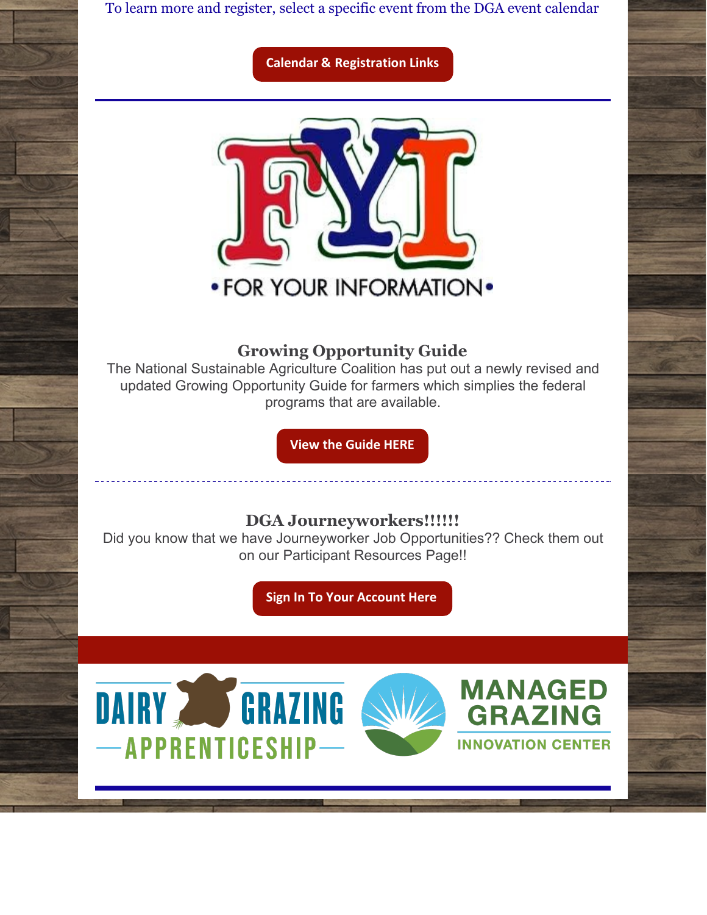To learn more and register, select a specific event from the DGA event calendar

**Calendar & Registration Links**

---

FYI

• FOR YOUR INFORMATION •

### Growing Opportunity Guide

The National Sustainable Agriculture Coalition has put out a newly revised and updated Growing Opportunity Guide for farmers which simplies the federal programs that are available.

**View the Guide HERE**

---

### DGA Journeyworkers!!!!!!

Did you know that we have Journeyworker Job Opportunities?? Check them out on our Participant Resources Page!!

**Sign In To Your Account Here**

DAIRY GRAZING APPRENTICESHIP

MANAGED GRAZING INNOVATION CENTER